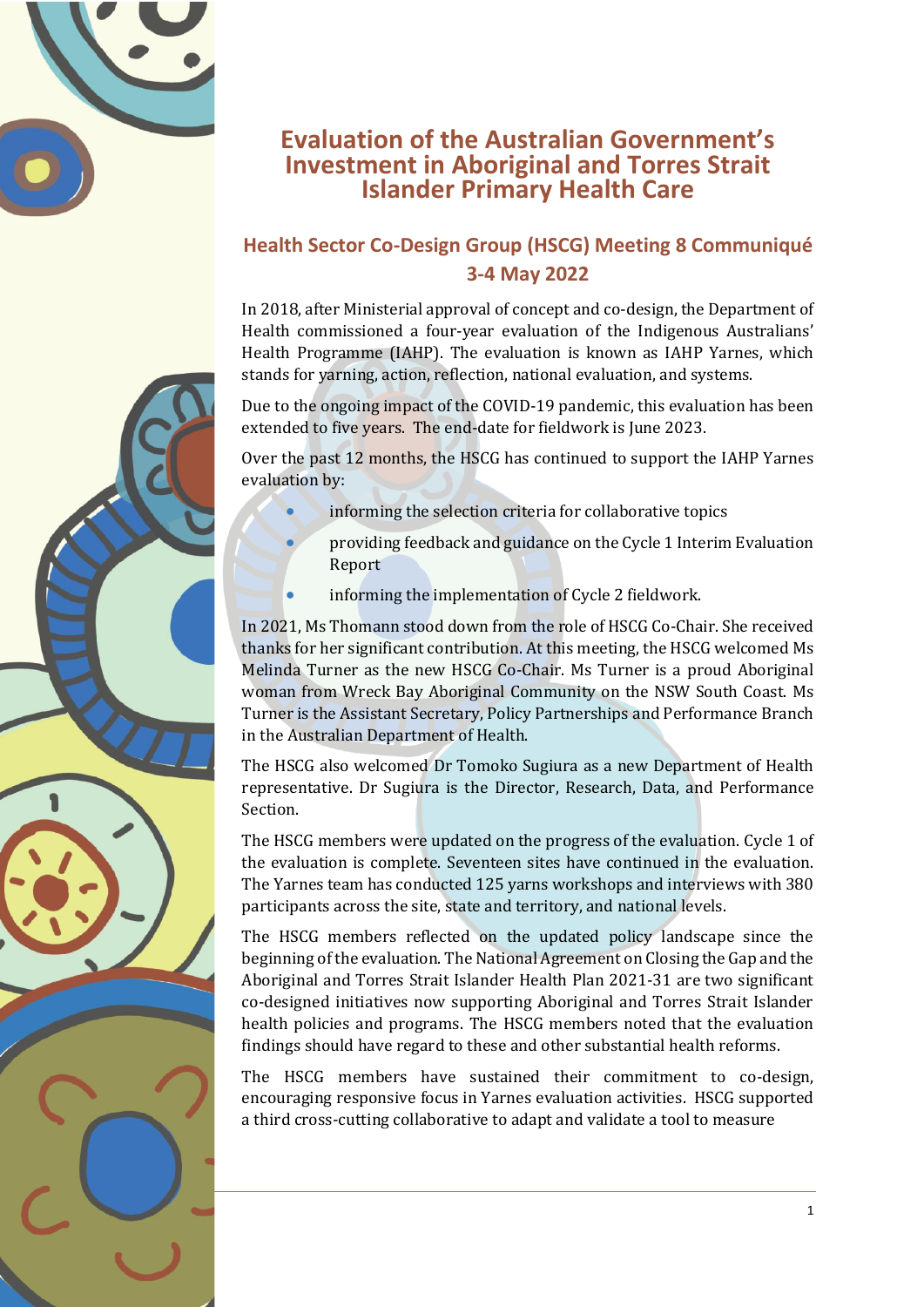# Evaluation of the Australian Government's Investment in Aboriginal and Torres Strait Islander Primary Health Care

## Health Sector Co-Design Group (HSCG) Meeting 8 Communiqué 3-4 May 2022

In 2018, after Ministerial approval of concept and co-design, the Department of Health commissioned a four-year evaluation of the Indigenous Australians' Health Programme (IAHP). The evaluation is known as IAHP Yarnes, which stands for yarning, action, reflection, national evaluation, and systems.

Due to the ongoing impact of the COVID-19 pandemic, this evaluation has been extended to five years. The end-date for fieldwork is June 2023.

Over the past 12 months, the HSCG has continued to support the IAHP Yarnes evaluation by:

- informing the selection criteria for collaborative topics
- providing feedback and guidance on the Cycle 1 Interim Evaluation Report
- informing the implementation of Cycle 2 fieldwork.

In 2021, Ms Thomann stood down from the role of HSCG Co-Chair. She received thanks for her significant contribution. At this meeting, the HSCG welcomed Ms Melinda Turner as the new HSCG Co-Chair. Ms Turner is a proud Aboriginal woman from Wreck Bay Aboriginal Community on the NSW South Coast. Ms Turner is the Assistant Secretary, Policy Partnerships and Performance Branch in the Australian Department of Health.

The HSCG also welcomed Dr Tomoko Sugiura as a new Department of Health representative. Dr Sugiura is the Director, Research, Data, and Performance Section.

The HSCG members were updated on the progress of the evaluation. Cycle 1 of the evaluation is complete. Seventeen sites have continued in the evaluation. The Yarnes team has conducted 125 yarns workshops and interviews with 380 participants across the site, state and territory, and national levels.

The HSCG members reflected on the updated policy landscape since the beginning of the evaluation. The National Agreement on Closing the Gap and the Aboriginal and Torres Strait Islander Health Plan 2021-31 are two significant co-designed initiatives now supporting Aboriginal and Torres Strait Islander health policies and programs. The HSCG members noted that the evaluation findings should have regard to these and other substantial health reforms.

The HSCG members have sustained their commitment to co-design, encouraging responsive focus in Yarnes evaluation activities. HSCG supported a third cross-cutting collaborative to adapt and validate a tool to measure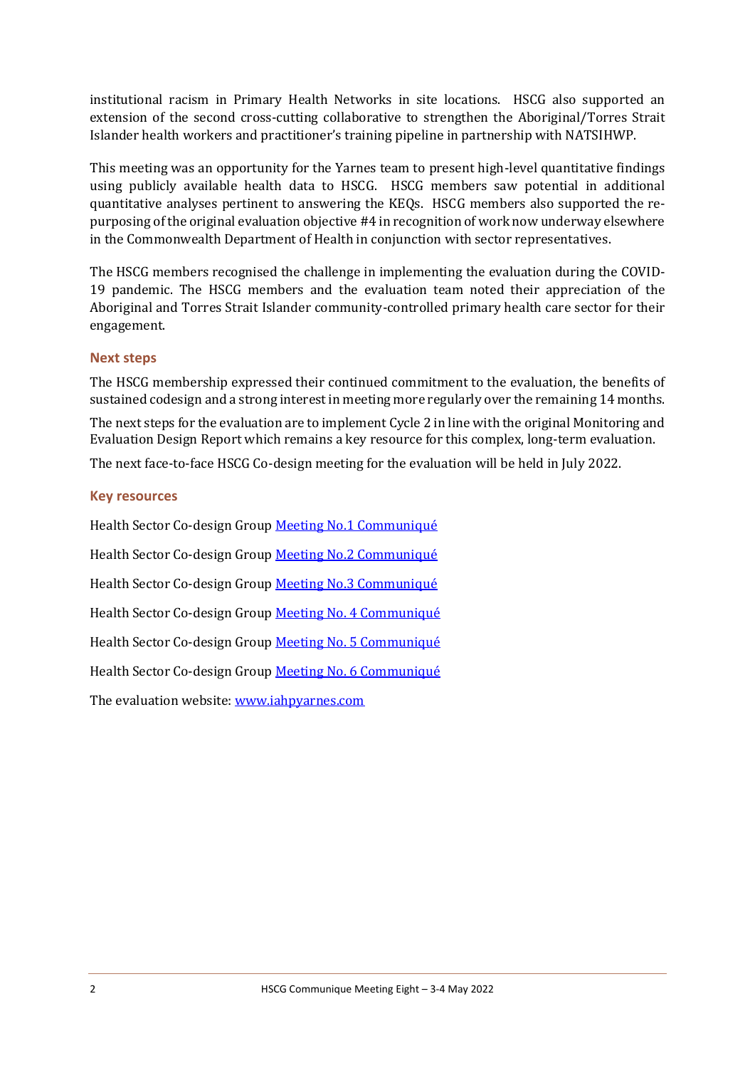institutional racism in Primary Health Networks in site locations. HSCG also supported an extension of the second cross-cutting collaborative to strengthen the Aboriginal/Torres Strait Islander health workers and practitioner's training pipeline in partnership with NATSIHWP.

This meeting was an opportunity for the Yarnes team to present high-level quantitative findings using publicly available health data to HSCG. HSCG members saw potential in additional quantitative analyses pertinent to answering the KEQs. HSCG members also supported the re-purposing of the original evaluation objective #4 in recognition of work now underway elsewhere in the Commonwealth Department of Health in conjunction with sector representatives.

The HSCG members recognised the challenge in implementing the evaluation during the COVID-19 pandemic. The HSCG members and the evaluation team noted their appreciation of the Aboriginal and Torres Strait Islander community-controlled primary health care sector for their engagement.

### Next steps

The HSCG membership expressed their continued commitment to the evaluation, the benefits of sustained codesign and a strong interest in meeting more regularly over the remaining 14 months.

The next steps for the evaluation are to implement Cycle 2 in line with the original Monitoring and Evaluation Design Report which remains a key resource for this complex, long-term evaluation.

The next face-to-face HSCG Co-design meeting for the evaluation will be held in July 2022.

### Key resources

Health Sector Co-design Group Meeting No.1 Communiqué

Health Sector Co-design Group Meeting No.2 Communiqué

Health Sector Co-design Group Meeting No.3 Communiqué

Health Sector Co-design Group Meeting No. 4 Communiqué

Health Sector Co-design Group Meeting No. 5 Communiqué

Health Sector Co-design Group Meeting No. 6 Communiqué

The evaluation website: www.iahpyarnes.com